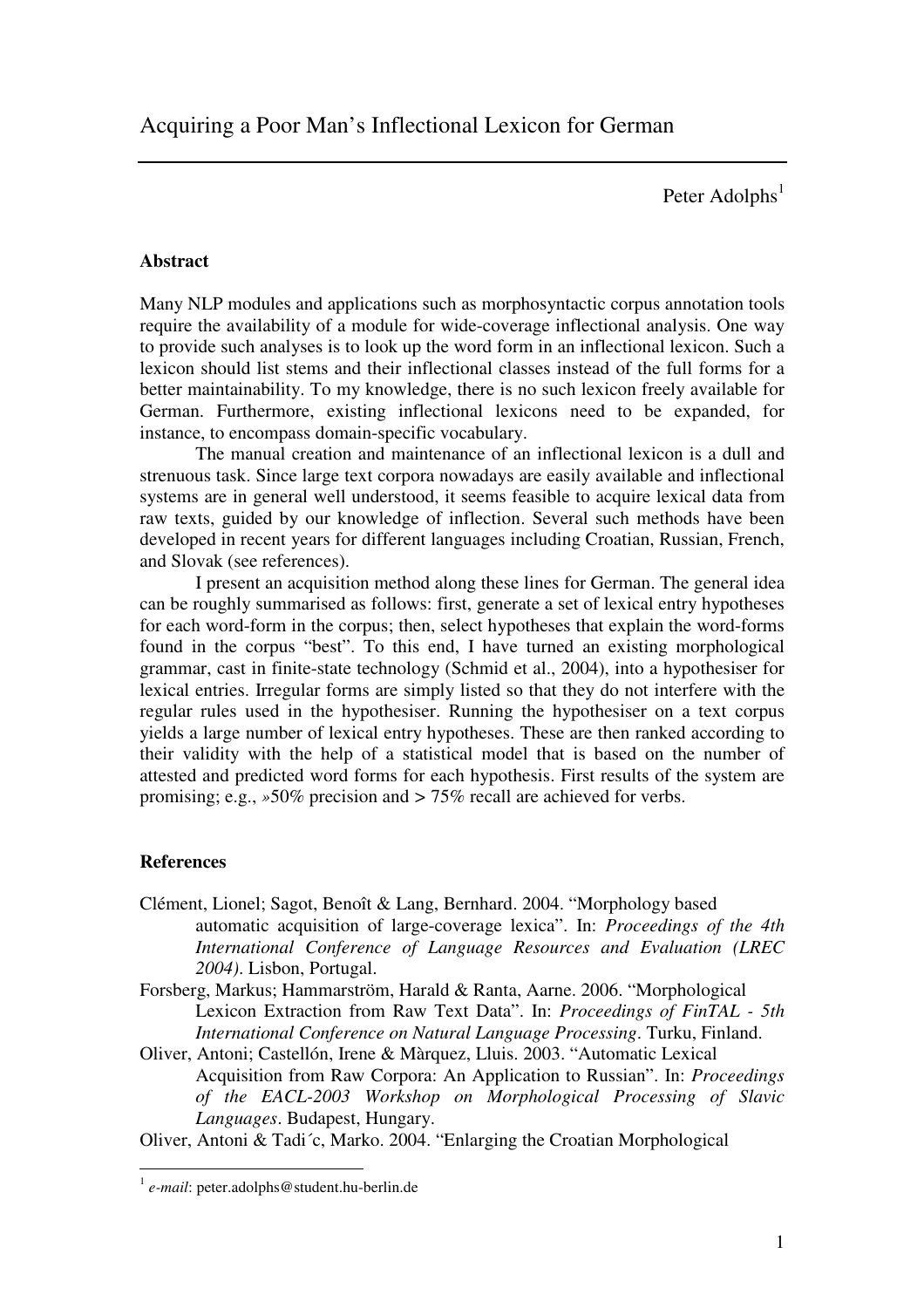# Acquiring a Poor Man's Inflectional Lexicon for German

Peter Adolphs[1]

### Abstract

Many NLP modules and applications such as morphosyntactic corpus annotation tools require the availability of a module for wide-coverage inflectional analysis. One way to provide such analyses is to look up the word form in an inflectional lexicon. Such a lexicon should list stems and their inflectional classes instead of the full forms for a better maintainability. To my knowledge, there is no such lexicon freely available for German. Furthermore, existing inflectional lexicons need to be expanded, for instance, to encompass domain-specific vocabulary.

The manual creation and maintenance of an inflectional lexicon is a dull and strenuous task. Since large text corpora nowadays are easily available and inflectional systems are in general well understood, it seems feasible to acquire lexical data from raw texts, guided by our knowledge of inflection. Several such methods have been developed in recent years for different languages including Croatian, Russian, French, and Slovak (see references).

I present an acquisition method along these lines for German. The general idea can be roughly summarised as follows: first, generate a set of lexical entry hypotheses for each word-form in the corpus; then, select hypotheses that explain the word-forms found in the corpus "best". To this end, I have turned an existing morphological grammar, cast in finite-state technology (Schmid et al., 2004), into a hypothesiser for lexical entries. Irregular forms are simply listed so that they do not interfere with the regular rules used in the hypothesiser. Running the hypothesiser on a text corpus yields a large number of lexical entry hypotheses. These are then ranked according to their validity with the help of a statistical model that is based on the number of attested and predicted word forms for each hypothesis. First results of the system are promising; e.g., »50% precision and > 75% recall are achieved for verbs.

### References

Clément, Lionel; Sagot, Benoît & Lang, Bernhard. 2004. "Morphology based automatic acquisition of large-coverage lexica". In: *Proceedings of the 4th International Conference of Language Resources and Evaluation (LREC 2004)*. Lisbon, Portugal.

Forsberg, Markus; Hammarström, Harald & Ranta, Aarne. 2006. "Morphological Lexicon Extraction from Raw Text Data". In: *Proceedings of FinTAL - 5th International Conference on Natural Language Processing*. Turku, Finland.

Oliver, Antoni; Castellón, Irene & Màrquez, Lluis. 2003. "Automatic Lexical Acquisition from Raw Corpora: An Application to Russian". In: *Proceedings of the EACL-2003 Workshop on Morphological Processing of Slavic Languages*. Budapest, Hungary.

Oliver, Antoni & Tadi´c, Marko. 2004. "Enlarging the Croatian Morphological

[1] *e-mail*: peter.adolphs@student.hu-berlin.de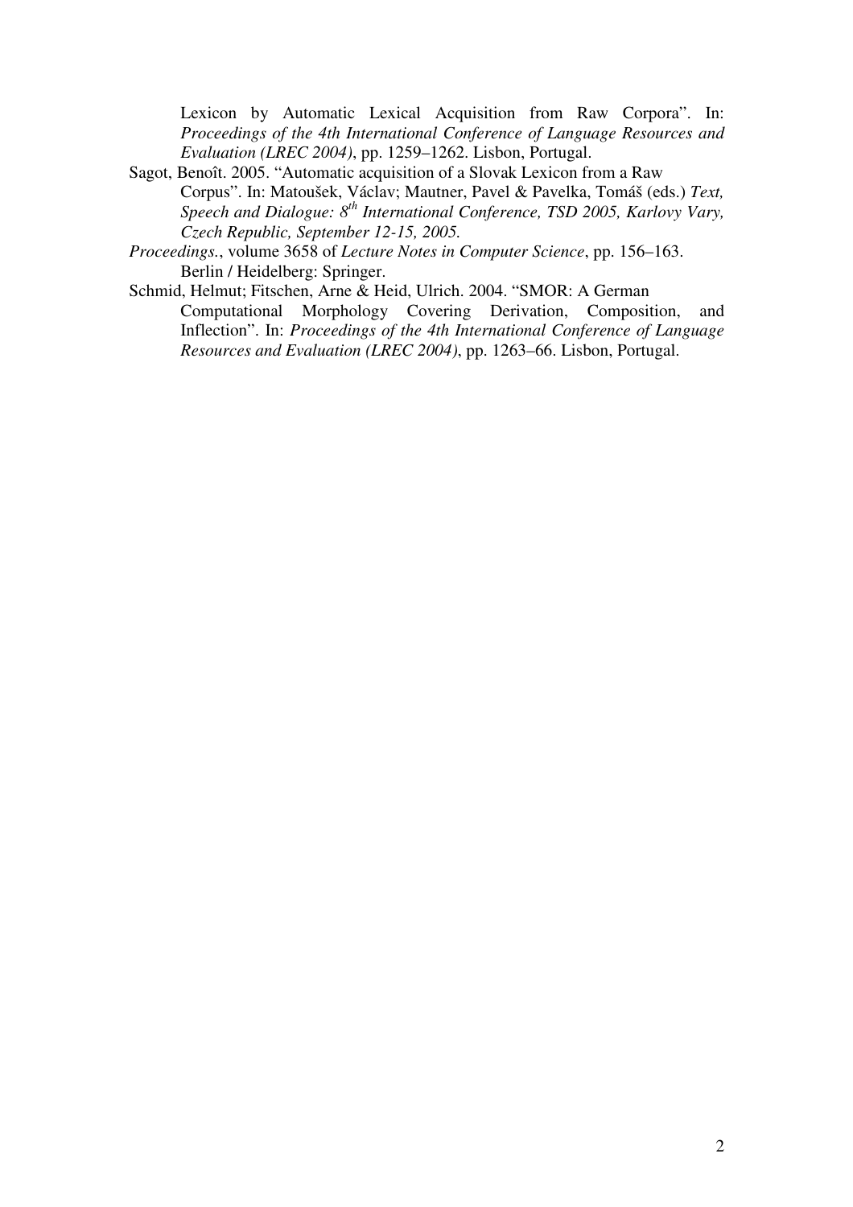Lexicon by Automatic Lexical Acquisition from Raw Corpora". In: *Proceedings of the 4th International Conference of Language Resources and Evaluation (LREC 2004)*, pp. 1259–1262. Lisbon, Portugal.

Sagot, Benoît. 2005. "Automatic acquisition of a Slovak Lexicon from a Raw Corpus". In: Matoušek, Václav; Mautner, Pavel & Pavelka, Tomáš (eds.) *Text, Speech and Dialogue: 8th International Conference, TSD 2005, Karlovy Vary, Czech Republic, September 12-15, 2005.*

*Proceedings.*, volume 3658 of *Lecture Notes in Computer Science*, pp. 156–163. Berlin / Heidelberg: Springer.

Schmid, Helmut; Fitschen, Arne & Heid, Ulrich. 2004. "SMOR: A German Computational Morphology Covering Derivation, Composition, and Inflection". In: *Proceedings of the 4th International Conference of Language Resources and Evaluation (LREC 2004)*, pp. 1263–66. Lisbon, Portugal.